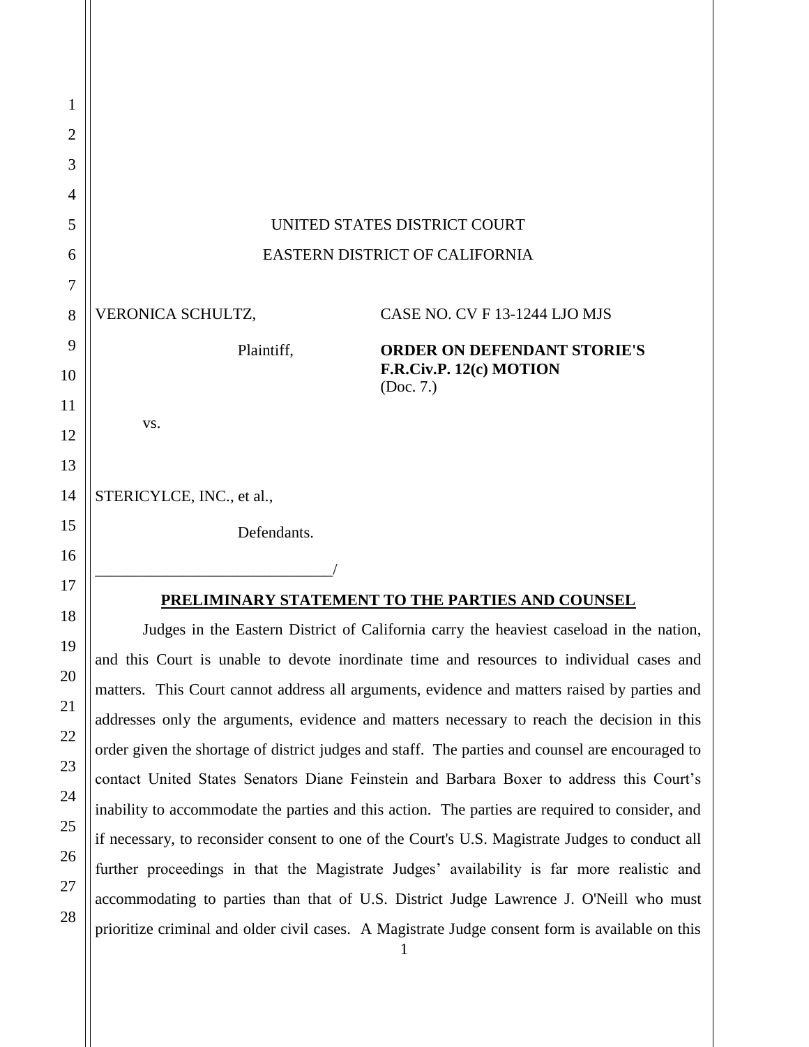UNITED STATES DISTRICT COURT

EASTERN DISTRICT OF CALIFORNIA

VERONICA SCHULTZ,

Plaintiff,

vs.

STERICYLCE, INC., et al.,

Defendants.

CASE NO. CV F 13-1244 LJO MJS

**ORDER ON DEFENDANT STORIE'S F.R.Civ.P. 12(c) MOTION**
(Doc. 7.)

**PRELIMINARY STATEMENT TO THE PARTIES AND COUNSEL**

Judges in the Eastern District of California carry the heaviest caseload in the nation, and this Court is unable to devote inordinate time and resources to individual cases and matters. This Court cannot address all arguments, evidence and matters raised by parties and addresses only the arguments, evidence and matters necessary to reach the decision in this order given the shortage of district judges and staff. The parties and counsel are encouraged to contact United States Senators Diane Feinstein and Barbara Boxer to address this Court's inability to accommodate the parties and this action. The parties are required to consider, and if necessary, to reconsider consent to one of the Court's U.S. Magistrate Judges to conduct all further proceedings in that the Magistrate Judges' availability is far more realistic and accommodating to parties than that of U.S. District Judge Lawrence J. O'Neill who must prioritize criminal and older civil cases. A Magistrate Judge consent form is available on this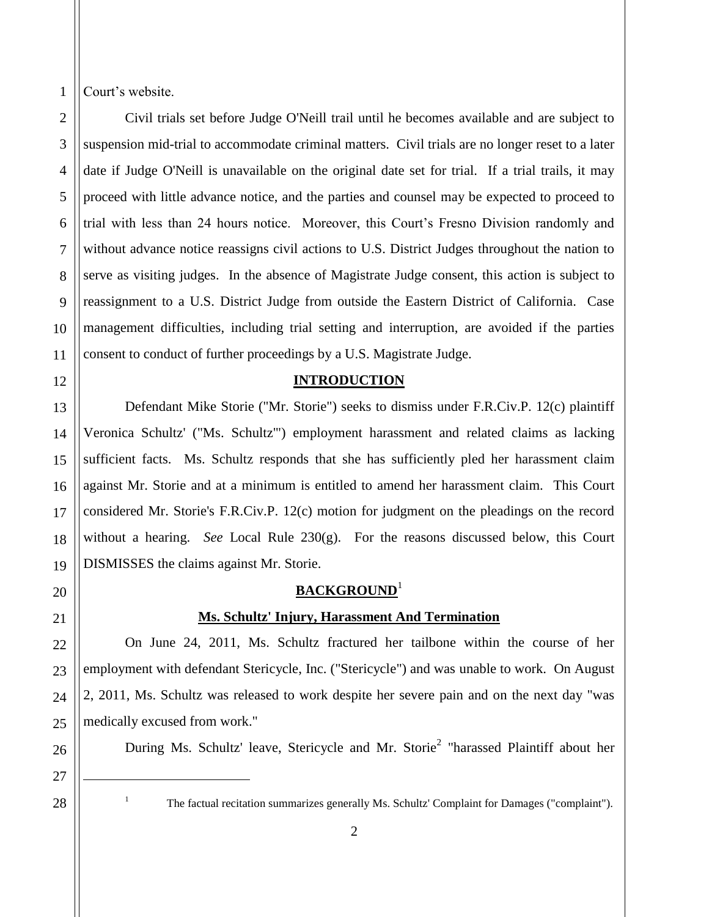Court's website.

Civil trials set before Judge O'Neill trail until he becomes available and are subject to suspension mid-trial to accommodate criminal matters. Civil trials are no longer reset to a later date if Judge O'Neill is unavailable on the original date set for trial. If a trial trails, it may proceed with little advance notice, and the parties and counsel may be expected to proceed to trial with less than 24 hours notice. Moreover, this Court's Fresno Division randomly and without advance notice reassigns civil actions to U.S. District Judges throughout the nation to serve as visiting judges. In the absence of Magistrate Judge consent, this action is subject to reassignment to a U.S. District Judge from outside the Eastern District of California. Case management difficulties, including trial setting and interruption, are avoided if the parties consent to conduct of further proceedings by a U.S. Magistrate Judge.

## INTRODUCTION

Defendant Mike Storie ("Mr. Storie") seeks to dismiss under F.R.Civ.P. 12(c) plaintiff Veronica Schultz' ("Ms. Schultz'") employment harassment and related claims as lacking sufficient facts. Ms. Schultz responds that she has sufficiently pled her harassment claim against Mr. Storie and at a minimum is entitled to amend her harassment claim. This Court considered Mr. Storie's F.R.Civ.P. 12(c) motion for judgment on the pleadings on the record without a hearing. *See* Local Rule 230(g). For the reasons discussed below, this Court DISMISSES the claims against Mr. Storie.

## BACKGROUND[1]

### Ms. Schultz' Injury, Harassment And Termination

On June 24, 2011, Ms. Schultz fractured her tailbone within the course of her employment with defendant Stericycle, Inc. ("Stericycle") and was unable to work. On August 2, 2011, Ms. Schultz was released to work despite her severe pain and on the next day "was medically excused from work."

During Ms. Schultz' leave, Stericycle and Mr. Storie[2] "harassed Plaintiff about her

---

[1] The factual recitation summarizes generally Ms. Schultz' Complaint for Damages ("complaint").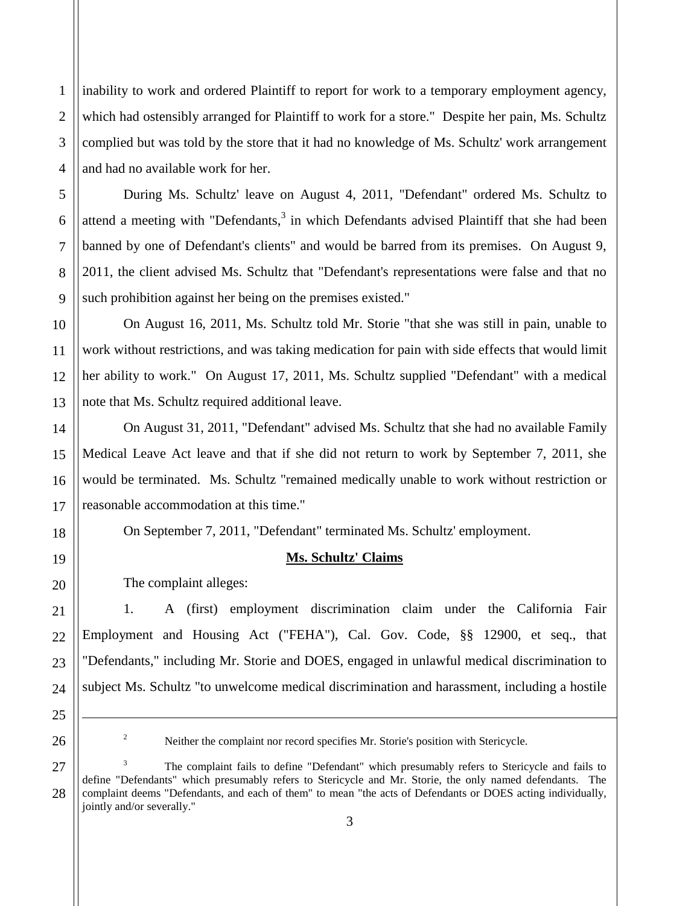inability to work and ordered Plaintiff to report for work to a temporary employment agency, which had ostensibly arranged for Plaintiff to work for a store." Despite her pain, Ms. Schultz complied but was told by the store that it had no knowledge of Ms. Schultz' work arrangement and had no available work for her.

During Ms. Schultz' leave on August 4, 2011, "Defendant" ordered Ms. Schultz to attend a meeting with "Defendants,[3] in which Defendants advised Plaintiff that she had been banned by one of Defendant's clients" and would be barred from its premises. On August 9, 2011, the client advised Ms. Schultz that "Defendant's representations were false and that no such prohibition against her being on the premises existed."

On August 16, 2011, Ms. Schultz told Mr. Storie "that she was still in pain, unable to work without restrictions, and was taking medication for pain with side effects that would limit her ability to work." On August 17, 2011, Ms. Schultz supplied "Defendant" with a medical note that Ms. Schultz required additional leave.

On August 31, 2011, "Defendant" advised Ms. Schultz that she had no available Family Medical Leave Act leave and that if she did not return to work by September 7, 2011, she would be terminated. Ms. Schultz "remained medically unable to work without restriction or reasonable accommodation at this time."

On September 7, 2011, "Defendant" terminated Ms. Schultz' employment.

**Ms. Schultz' Claims**

The complaint alleges:

1. A (first) employment discrimination claim under the California Fair Employment and Housing Act ("FEHA"), Cal. Gov. Code, §§ 12900, et seq., that "Defendants," including Mr. Storie and DOES, engaged in unlawful medical discrimination to subject Ms. Schultz "to unwelcome medical discrimination and harassment, including a hostile

---

[2] Neither the complaint nor record specifies Mr. Storie's position with Stericycle.

[3] The complaint fails to define "Defendant" which presumably refers to Stericycle and fails to define "Defendants" which presumably refers to Stericycle and Mr. Storie, the only named defendants. The complaint deems "Defendants, and each of them" to mean "the acts of Defendants or DOES acting individually, jointly and/or severally."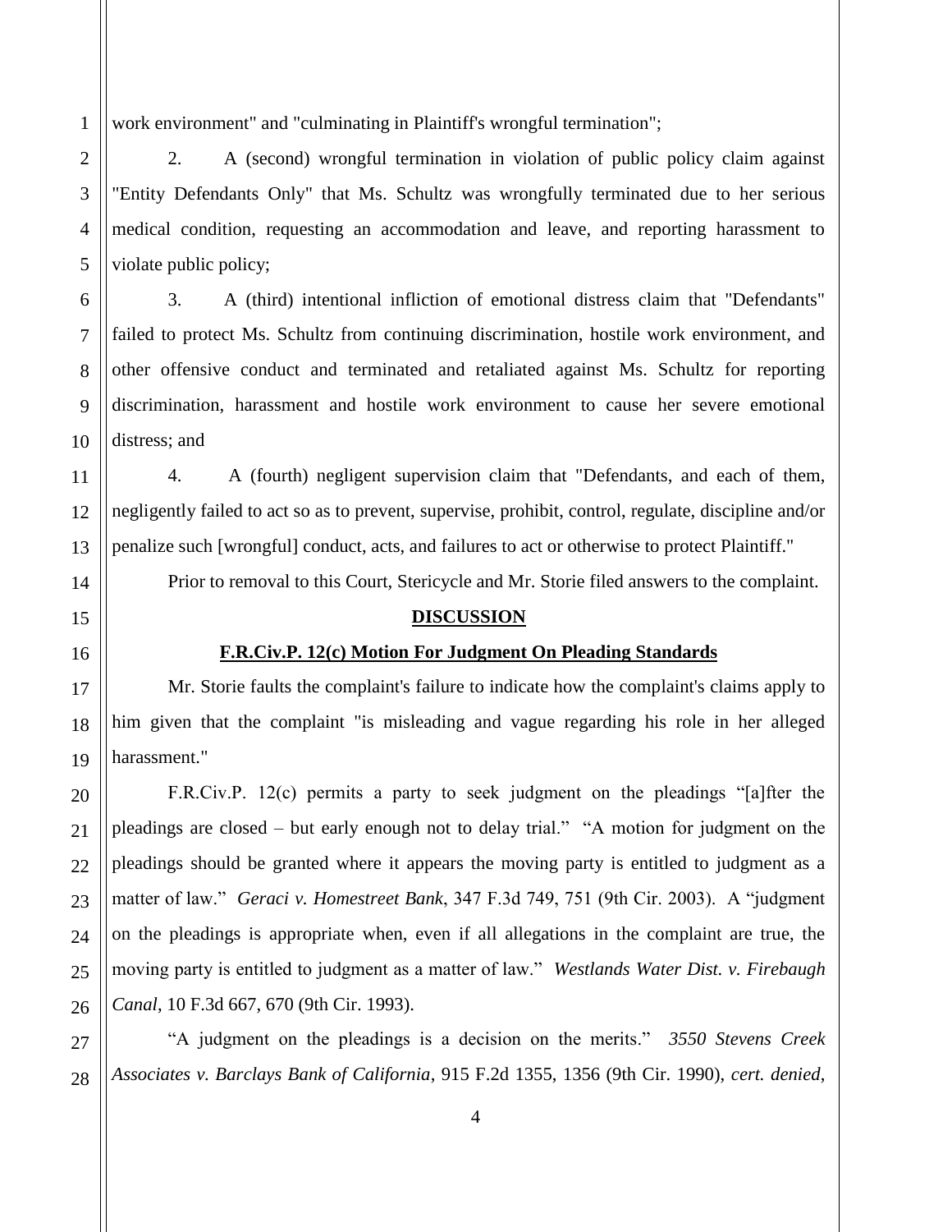work environment" and "culminating in Plaintiff's wrongful termination";

2. A (second) wrongful termination in violation of public policy claim against "Entity Defendants Only" that Ms. Schultz was wrongfully terminated due to her serious medical condition, requesting an accommodation and leave, and reporting harassment to violate public policy;

3. A (third) intentional infliction of emotional distress claim that "Defendants" failed to protect Ms. Schultz from continuing discrimination, hostile work environment, and other offensive conduct and terminated and retaliated against Ms. Schultz for reporting discrimination, harassment and hostile work environment to cause her severe emotional distress; and

4. A (fourth) negligent supervision claim that "Defendants, and each of them, negligently failed to act so as to prevent, supervise, prohibit, control, regulate, discipline and/or penalize such [wrongful] conduct, acts, and failures to act or otherwise to protect Plaintiff."

Prior to removal to this Court, Stericycle and Mr. Storie filed answers to the complaint.

## DISCUSSION

### F.R.Civ.P. 12(c) Motion For Judgment On Pleading Standards

Mr. Storie faults the complaint's failure to indicate how the complaint's claims apply to him given that the complaint "is misleading and vague regarding his role in her alleged harassment."

F.R.Civ.P. 12(c) permits a party to seek judgment on the pleadings "[a]fter the pleadings are closed – but early enough not to delay trial." "A motion for judgment on the pleadings should be granted where it appears the moving party is entitled to judgment as a matter of law." *Geraci v. Homestreet Bank*, 347 F.3d 749, 751 (9th Cir. 2003). A "judgment on the pleadings is appropriate when, even if all allegations in the complaint are true, the moving party is entitled to judgment as a matter of law." *Westlands Water Dist. v. Firebaugh Canal*, 10 F.3d 667, 670 (9th Cir. 1993).

"A judgment on the pleadings is a decision on the merits." *3550 Stevens Creek Associates v. Barclays Bank of California*, 915 F.2d 1355, 1356 (9th Cir. 1990), *cert. denied*,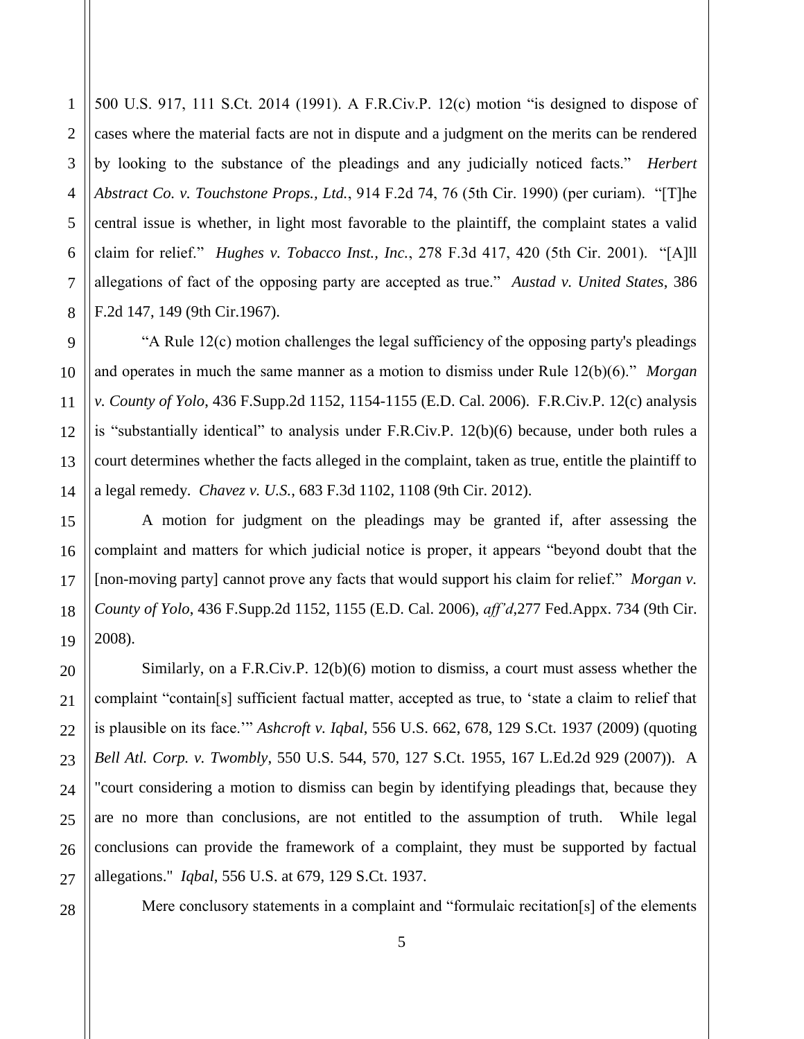500 U.S. 917, 111 S.Ct. 2014 (1991). A F.R.Civ.P. 12(c) motion "is designed to dispose of cases where the material facts are not in dispute and a judgment on the merits can be rendered by looking to the substance of the pleadings and any judicially noticed facts." *Herbert Abstract Co. v. Touchstone Props., Ltd.*, 914 F.2d 74, 76 (5th Cir. 1990) (per curiam). "[T]he central issue is whether, in light most favorable to the plaintiff, the complaint states a valid claim for relief." *Hughes v. Tobacco Inst., Inc.*, 278 F.3d 417, 420 (5th Cir. 2001). "[A]ll allegations of fact of the opposing party are accepted as true." *Austad v. United States*, 386 F.2d 147, 149 (9th Cir.1967).

"A Rule 12(c) motion challenges the legal sufficiency of the opposing party's pleadings and operates in much the same manner as a motion to dismiss under Rule 12(b)(6)." *Morgan v. County of Yolo*, 436 F.Supp.2d 1152, 1154-1155 (E.D. Cal. 2006). F.R.Civ.P. 12(c) analysis is "substantially identical" to analysis under F.R.Civ.P. 12(b)(6) because, under both rules a court determines whether the facts alleged in the complaint, taken as true, entitle the plaintiff to a legal remedy. *Chavez v. U.S.*, 683 F.3d 1102, 1108 (9th Cir. 2012).

A motion for judgment on the pleadings may be granted if, after assessing the complaint and matters for which judicial notice is proper, it appears "beyond doubt that the [non-moving party] cannot prove any facts that would support his claim for relief." *Morgan v. County of Yolo*, 436 F.Supp.2d 1152, 1155 (E.D. Cal. 2006), *aff'd*,277 Fed.Appx. 734 (9th Cir. 2008).

Similarly, on a F.R.Civ.P. 12(b)(6) motion to dismiss, a court must assess whether the complaint "contain[s] sufficient factual matter, accepted as true, to 'state a claim to relief that is plausible on its face.'" *Ashcroft v. Iqbal*, 556 U.S. 662, 678, 129 S.Ct. 1937 (2009) (quoting *Bell Atl. Corp. v. Twombly*, 550 U.S. 544, 570, 127 S.Ct. 1955, 167 L.Ed.2d 929 (2007)). A "court considering a motion to dismiss can begin by identifying pleadings that, because they are no more than conclusions, are not entitled to the assumption of truth. While legal conclusions can provide the framework of a complaint, they must be supported by factual allegations." *Iqbal*, 556 U.S. at 679, 129 S.Ct. 1937.

Mere conclusory statements in a complaint and "formulaic recitation[s] of the elements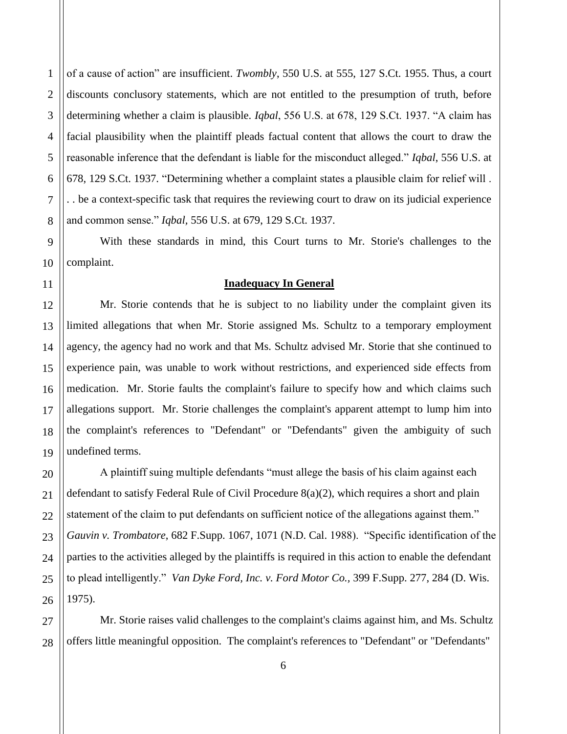of a cause of action" are insufficient. *Twombly*, 550 U.S. at 555, 127 S.Ct. 1955. Thus, a court discounts conclusory statements, which are not entitled to the presumption of truth, before determining whether a claim is plausible. *Iqbal*, 556 U.S. at 678, 129 S.Ct. 1937. "A claim has facial plausibility when the plaintiff pleads factual content that allows the court to draw the reasonable inference that the defendant is liable for the misconduct alleged." *Iqbal*, 556 U.S. at 678, 129 S.Ct. 1937. "Determining whether a complaint states a plausible claim for relief will . . . be a context-specific task that requires the reviewing court to draw on its judicial experience and common sense." *Iqbal*, 556 U.S. at 679, 129 S.Ct. 1937.

With these standards in mind, this Court turns to Mr. Storie's challenges to the complaint.

**Inadequacy In General**

Mr. Storie contends that he is subject to no liability under the complaint given its limited allegations that when Mr. Storie assigned Ms. Schultz to a temporary employment agency, the agency had no work and that Ms. Schultz advised Mr. Storie that she continued to experience pain, was unable to work without restrictions, and experienced side effects from medication. Mr. Storie faults the complaint's failure to specify how and which claims such allegations support. Mr. Storie challenges the complaint's apparent attempt to lump him into the complaint's references to "Defendant" or "Defendants" given the ambiguity of such undefined terms.

A plaintiff suing multiple defendants "must allege the basis of his claim against each defendant to satisfy Federal Rule of Civil Procedure 8(a)(2), which requires a short and plain statement of the claim to put defendants on sufficient notice of the allegations against them." *Gauvin v. Trombatore*, 682 F.Supp. 1067, 1071 (N.D. Cal. 1988). "Specific identification of the parties to the activities alleged by the plaintiffs is required in this action to enable the defendant to plead intelligently." *Van Dyke Ford, Inc. v. Ford Motor Co.*, 399 F.Supp. 277, 284 (D. Wis. 1975).

Mr. Storie raises valid challenges to the complaint's claims against him, and Ms. Schultz offers little meaningful opposition. The complaint's references to "Defendant" or "Defendants"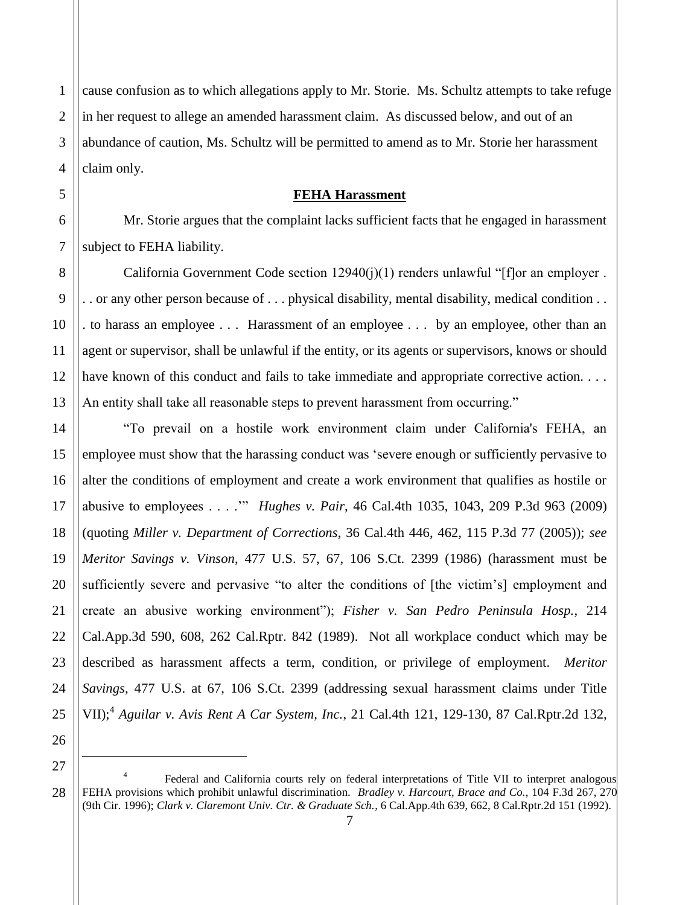cause confusion as to which allegations apply to Mr. Storie. Ms. Schultz attempts to take refuge in her request to allege an amended harassment claim. As discussed below, and out of an abundance of caution, Ms. Schultz will be permitted to amend as to Mr. Storie her harassment claim only.

**FEHA Harassment**

Mr. Storie argues that the complaint lacks sufficient facts that he engaged in harassment subject to FEHA liability.

California Government Code section 12940(j)(1) renders unlawful "[f]or an employer . . . or any other person because of . . . physical disability, mental disability, medical condition . . . to harass an employee . . . Harassment of an employee . . . by an employee, other than an agent or supervisor, shall be unlawful if the entity, or its agents or supervisors, knows or should have known of this conduct and fails to take immediate and appropriate corrective action. . . . An entity shall take all reasonable steps to prevent harassment from occurring."

"To prevail on a hostile work environment claim under California's FEHA, an employee must show that the harassing conduct was 'severe enough or sufficiently pervasive to alter the conditions of employment and create a work environment that qualifies as hostile or abusive to employees . . . .'" *Hughes v. Pair*, 46 Cal.4th 1035, 1043, 209 P.3d 963 (2009) (quoting *Miller v. Department of Corrections*, 36 Cal.4th 446, 462, 115 P.3d 77 (2005)); *see Meritor Savings v. Vinson*, 477 U.S. 57, 67, 106 S.Ct. 2399 (1986) (harassment must be sufficiently severe and pervasive "to alter the conditions of [the victim's] employment and create an abusive working environment"); *Fisher v. San Pedro Peninsula Hosp.*, 214 Cal.App.3d 590, 608, 262 Cal.Rptr. 842 (1989). Not all workplace conduct which may be described as harassment affects a term, condition, or privilege of employment. *Meritor Savings*, 477 U.S. at 67, 106 S.Ct. 2399 (addressing sexual harassment claims under Title VII);[4] *Aguilar v. Avis Rent A Car System, Inc.*, 21 Cal.4th 121, 129-130, 87 Cal.Rptr.2d 132,

---

[4] Federal and California courts rely on federal interpretations of Title VII to interpret analogous FEHA provisions which prohibit unlawful discrimination. *Bradley v. Harcourt, Brace and Co.*, 104 F.3d 267, 270 (9th Cir. 1996); *Clark v. Claremont Univ. Ctr. & Graduate Sch.*, 6 Cal.App.4th 639, 662, 8 Cal.Rptr.2d 151 (1992).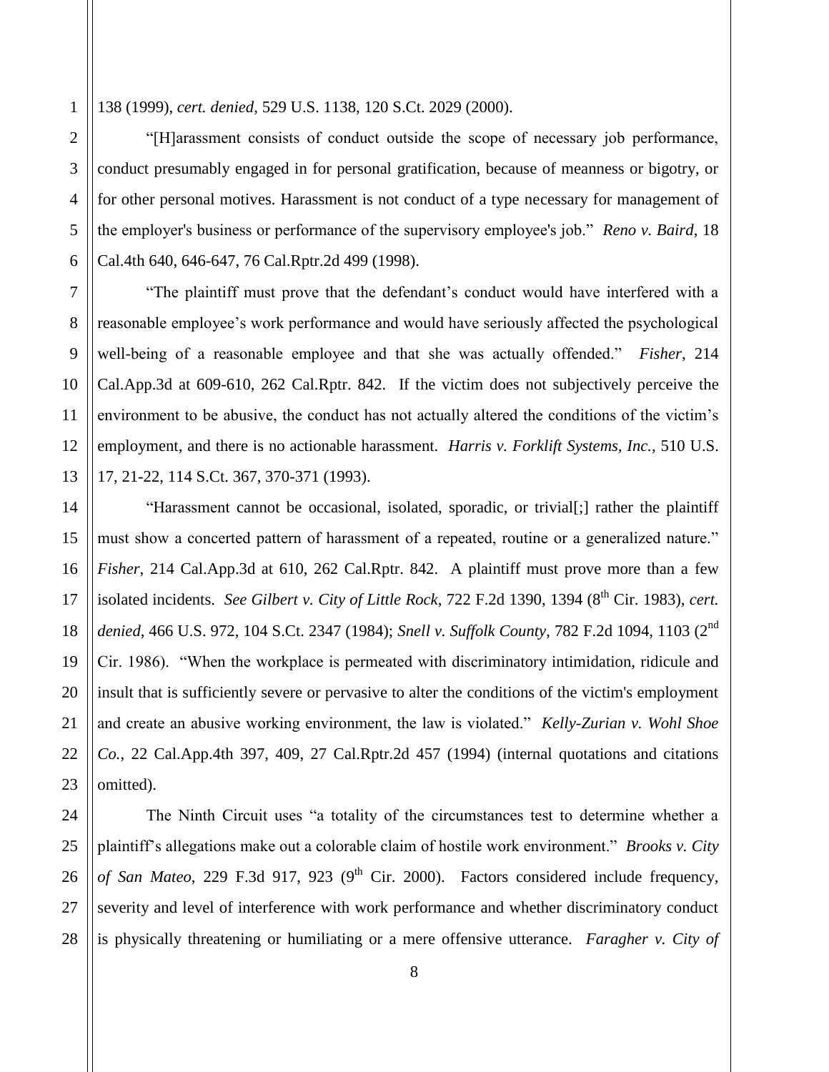138 (1999), *cert. denied*, 529 U.S. 1138, 120 S.Ct. 2029 (2000).

"[H]arassment consists of conduct outside the scope of necessary job performance, conduct presumably engaged in for personal gratification, because of meanness or bigotry, or for other personal motives. Harassment is not conduct of a type necessary for management of the employer's business or performance of the supervisory employee's job." *Reno v. Baird*, 18 Cal.4th 640, 646-647, 76 Cal.Rptr.2d 499 (1998).

"The plaintiff must prove that the defendant's conduct would have interfered with a reasonable employee's work performance and would have seriously affected the psychological well-being of a reasonable employee and that she was actually offended." *Fisher*, 214 Cal.App.3d at 609-610, 262 Cal.Rptr. 842. If the victim does not subjectively perceive the environment to be abusive, the conduct has not actually altered the conditions of the victim's employment, and there is no actionable harassment. *Harris v. Forklift Systems, Inc.*, 510 U.S. 17, 21-22, 114 S.Ct. 367, 370-371 (1993).

"Harassment cannot be occasional, isolated, sporadic, or trivial[;] rather the plaintiff must show a concerted pattern of harassment of a repeated, routine or a generalized nature." *Fisher*, 214 Cal.App.3d at 610, 262 Cal.Rptr. 842. A plaintiff must prove more than a few isolated incidents. *See Gilbert v. City of Little Rock*, 722 F.2d 1390, 1394 (8th Cir. 1983), *cert. denied*, 466 U.S. 972, 104 S.Ct. 2347 (1984); *Snell v. Suffolk County*, 782 F.2d 1094, 1103 (2nd Cir. 1986). "When the workplace is permeated with discriminatory intimidation, ridicule and insult that is sufficiently severe or pervasive to alter the conditions of the victim's employment and create an abusive working environment, the law is violated." *Kelly-Zurian v. Wohl Shoe Co.*, 22 Cal.App.4th 397, 409, 27 Cal.Rptr.2d 457 (1994) (internal quotations and citations omitted).

The Ninth Circuit uses "a totality of the circumstances test to determine whether a plaintiff's allegations make out a colorable claim of hostile work environment." *Brooks v. City of San Mateo*, 229 F.3d 917, 923 (9th Cir. 2000). Factors considered include frequency, severity and level of interference with work performance and whether discriminatory conduct is physically threatening or humiliating or a mere offensive utterance. *Faragher v. City of*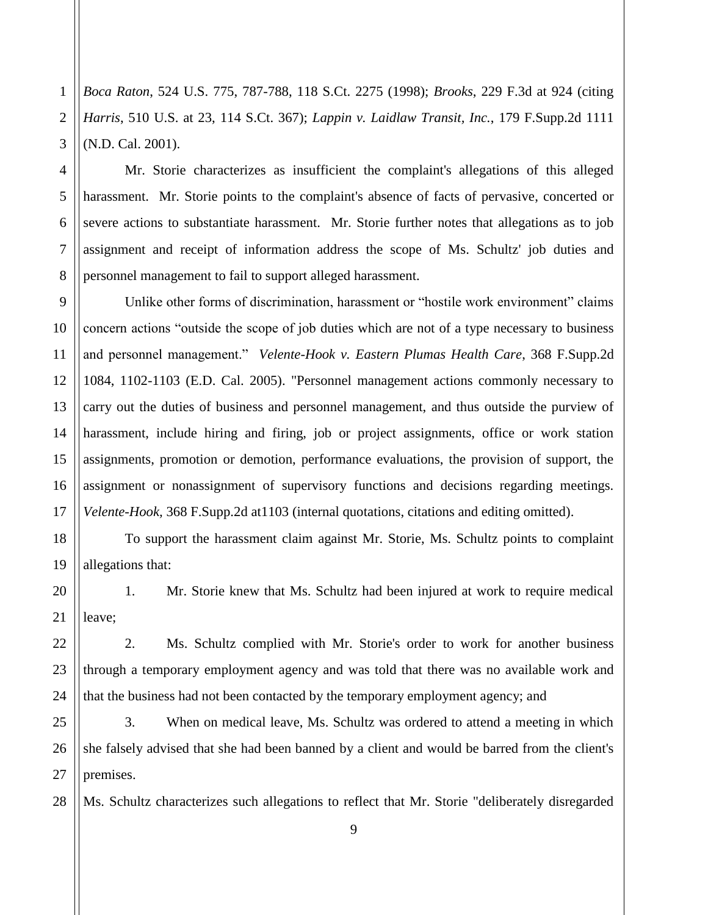*Boca Raton*, 524 U.S. 775, 787-788, 118 S.Ct. 2275 (1998); *Brooks*, 229 F.3d at 924 (citing *Harris*, 510 U.S. at 23, 114 S.Ct. 367); *Lappin v. Laidlaw Transit, Inc.*, 179 F.Supp.2d 1111 (N.D. Cal. 2001).

Mr. Storie characterizes as insufficient the complaint's allegations of this alleged harassment. Mr. Storie points to the complaint's absence of facts of pervasive, concerted or severe actions to substantiate harassment. Mr. Storie further notes that allegations as to job assignment and receipt of information address the scope of Ms. Schultz' job duties and personnel management to fail to support alleged harassment.

Unlike other forms of discrimination, harassment or "hostile work environment" claims concern actions "outside the scope of job duties which are not of a type necessary to business and personnel management." *Velente-Hook v. Eastern Plumas Health Care*, 368 F.Supp.2d 1084, 1102-1103 (E.D. Cal. 2005). "Personnel management actions commonly necessary to carry out the duties of business and personnel management, and thus outside the purview of harassment, include hiring and firing, job or project assignments, office or work station assignments, promotion or demotion, performance evaluations, the provision of support, the assignment or nonassignment of supervisory functions and decisions regarding meetings. *Velente-Hook*, 368 F.Supp.2d at1103 (internal quotations, citations and editing omitted).

To support the harassment claim against Mr. Storie, Ms. Schultz points to complaint allegations that:

1. Mr. Storie knew that Ms. Schultz had been injured at work to require medical leave;

2. Ms. Schultz complied with Mr. Storie's order to work for another business through a temporary employment agency and was told that there was no available work and that the business had not been contacted by the temporary employment agency; and

3. When on medical leave, Ms. Schultz was ordered to attend a meeting in which she falsely advised that she had been banned by a client and would be barred from the client's premises.

Ms. Schultz characterizes such allegations to reflect that Mr. Storie "deliberately disregarded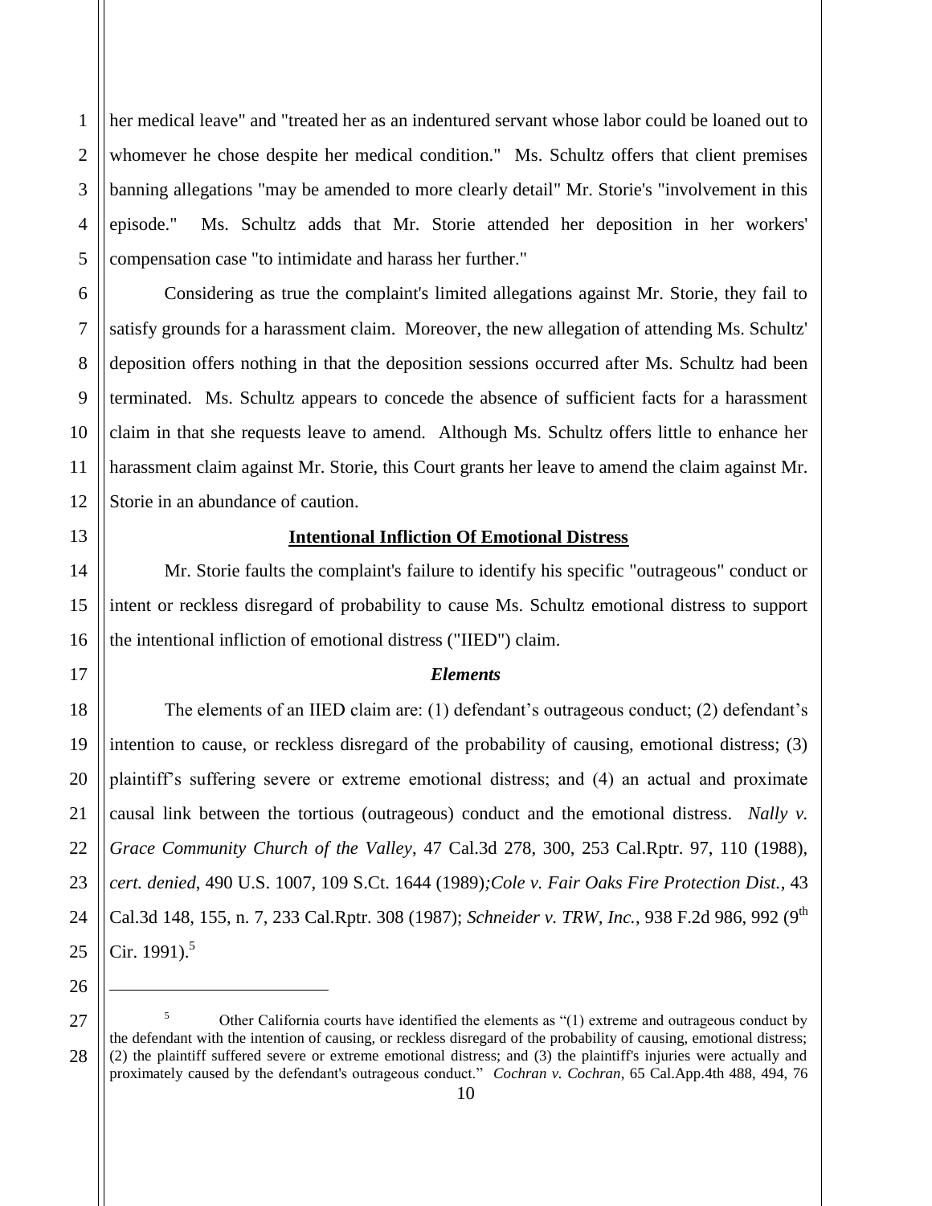her medical leave" and "treated her as an indentured servant whose labor could be loaned out to whomever he chose despite her medical condition." Ms. Schultz offers that client premises banning allegations "may be amended to more clearly detail" Mr. Storie's "involvement in this episode." Ms. Schultz adds that Mr. Storie attended her deposition in her workers' compensation case "to intimidate and harass her further."

Considering as true the complaint's limited allegations against Mr. Storie, they fail to satisfy grounds for a harassment claim. Moreover, the new allegation of attending Ms. Schultz' deposition offers nothing in that the deposition sessions occurred after Ms. Schultz had been terminated. Ms. Schultz appears to concede the absence of sufficient facts for a harassment claim in that she requests leave to amend. Although Ms. Schultz offers little to enhance her harassment claim against Mr. Storie, this Court grants her leave to amend the claim against Mr. Storie in an abundance of caution.

**Intentional Infliction Of Emotional Distress**

Mr. Storie faults the complaint's failure to identify his specific "outrageous" conduct or intent or reckless disregard of probability to cause Ms. Schultz emotional distress to support the intentional infliction of emotional distress ("IIED") claim.

***Elements***

The elements of an IIED claim are: (1) defendant's outrageous conduct; (2) defendant's intention to cause, or reckless disregard of the probability of causing, emotional distress; (3) plaintiff's suffering severe or extreme emotional distress; and (4) an actual and proximate causal link between the tortious (outrageous) conduct and the emotional distress. *Nally v. Grace Community Church of the Valley*, 47 Cal.3d 278, 300, 253 Cal.Rptr. 97, 110 (1988), *cert. denied*, 490 U.S. 1007, 109 S.Ct. 1644 (1989)*;Cole v. Fair Oaks Fire Protection Dist.*, 43 Cal.3d 148, 155, n. 7, 233 Cal.Rptr. 308 (1987); *Schneider v. TRW, Inc.*, 938 F.2d 986, 992 (9th Cir. 1991).[5]

---

[5] Other California courts have identified the elements as "(1) extreme and outrageous conduct by the defendant with the intention of causing, or reckless disregard of the probability of causing, emotional distress; (2) the plaintiff suffered severe or extreme emotional distress; and (3) the plaintiff's injuries were actually and proximately caused by the defendant's outrageous conduct." *Cochran v. Cochran*, 65 Cal.App.4th 488, 494, 76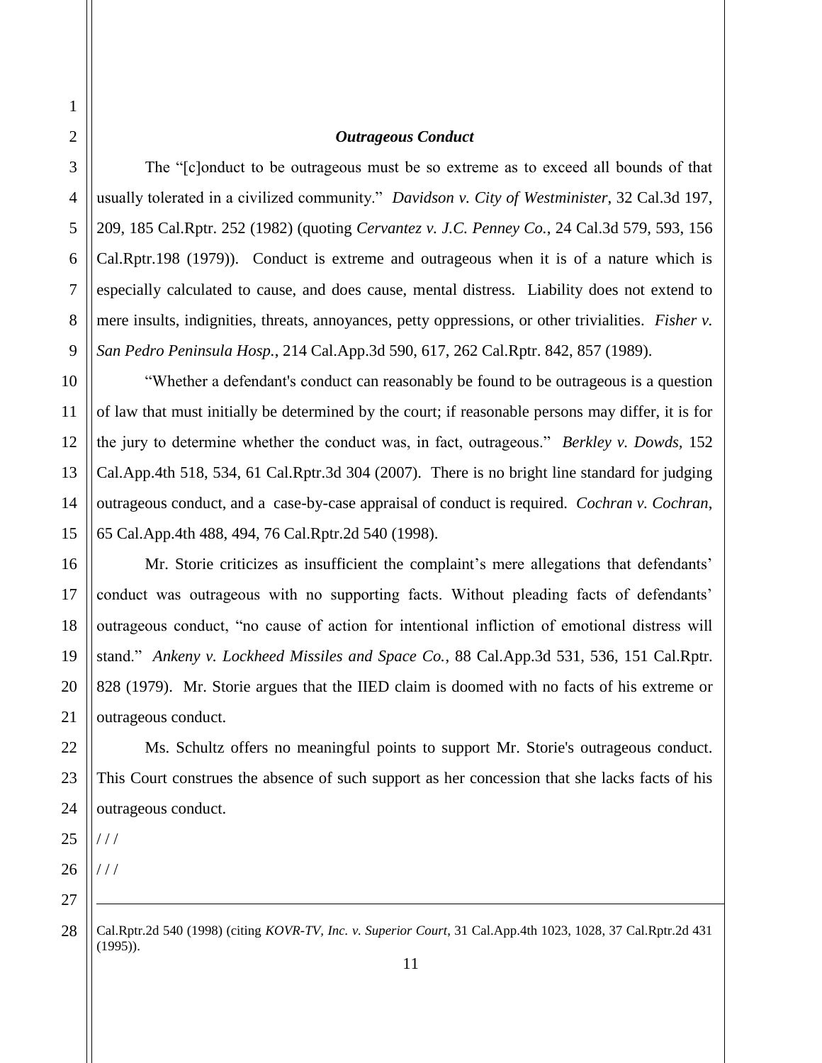### *Outrageous Conduct*

The "[c]onduct to be outrageous must be so extreme as to exceed all bounds of that usually tolerated in a civilized community." *Davidson v. City of Westminister*, 32 Cal.3d 197, 209, 185 Cal.Rptr. 252 (1982) (quoting *Cervantez v. J.C. Penney Co.*, 24 Cal.3d 579, 593, 156 Cal.Rptr.198 (1979)). Conduct is extreme and outrageous when it is of a nature which is especially calculated to cause, and does cause, mental distress. Liability does not extend to mere insults, indignities, threats, annoyances, petty oppressions, or other trivialities. *Fisher v. San Pedro Peninsula Hosp.*, 214 Cal.App.3d 590, 617, 262 Cal.Rptr. 842, 857 (1989).

"Whether a defendant's conduct can reasonably be found to be outrageous is a question of law that must initially be determined by the court; if reasonable persons may differ, it is for the jury to determine whether the conduct was, in fact, outrageous." *Berkley v. Dowds,* 152 Cal.App.4th 518, 534, 61 Cal.Rptr.3d 304 (2007). There is no bright line standard for judging outrageous conduct, and a case-by-case appraisal of conduct is required. *Cochran v. Cochran*, 65 Cal.App.4th 488, 494, 76 Cal.Rptr.2d 540 (1998).

Mr. Storie criticizes as insufficient the complaint's mere allegations that defendants' conduct was outrageous with no supporting facts. Without pleading facts of defendants' outrageous conduct, "no cause of action for intentional infliction of emotional distress will stand." *Ankeny v. Lockheed Missiles and Space Co.*, 88 Cal.App.3d 531, 536, 151 Cal.Rptr. 828 (1979). Mr. Storie argues that the IIED claim is doomed with no facts of his extreme or outrageous conduct.

Ms. Schultz offers no meaningful points to support Mr. Storie's outrageous conduct. This Court construes the absence of such support as her concession that she lacks facts of his outrageous conduct.

/ / /

/ / /

---

Cal.Rptr.2d 540 (1998) (citing *KOVR-TV, Inc. v. Superior Court*, 31 Cal.App.4th 1023, 1028, 37 Cal.Rptr.2d 431 (1995)).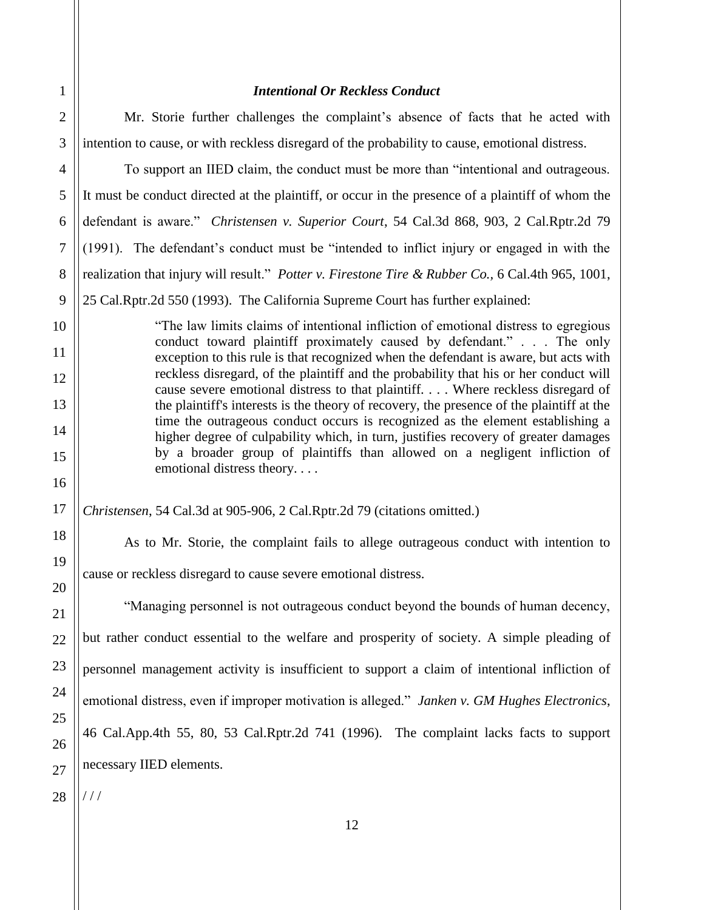### *Intentional Or Reckless Conduct*

Mr. Storie further challenges the complaint's absence of facts that he acted with intention to cause, or with reckless disregard of the probability to cause, emotional distress.

To support an IIED claim, the conduct must be more than "intentional and outrageous. It must be conduct directed at the plaintiff, or occur in the presence of a plaintiff of whom the defendant is aware." *Christensen v. Superior Court*, 54 Cal.3d 868, 903, 2 Cal.Rptr.2d 79 (1991). The defendant's conduct must be "intended to inflict injury or engaged in with the realization that injury will result." *Potter v. Firestone Tire & Rubber Co.*, 6 Cal.4th 965, 1001, 25 Cal.Rptr.2d 550 (1993). The California Supreme Court has further explained:

> "The law limits claims of intentional infliction of emotional distress to egregious conduct toward plaintiff proximately caused by defendant." . . . The only exception to this rule is that recognized when the defendant is aware, but acts with reckless disregard, of the plaintiff and the probability that his or her conduct will cause severe emotional distress to that plaintiff. . . . Where reckless disregard of the plaintiff's interests is the theory of recovery, the presence of the plaintiff at the time the outrageous conduct occurs is recognized as the element establishing a higher degree of culpability which, in turn, justifies recovery of greater damages by a broader group of plaintiffs than allowed on a negligent infliction of emotional distress theory. . . .

*Christensen*, 54 Cal.3d at 905-906, 2 Cal.Rptr.2d 79 (citations omitted.)

As to Mr. Storie, the complaint fails to allege outrageous conduct with intention to cause or reckless disregard to cause severe emotional distress.

"Managing personnel is not outrageous conduct beyond the bounds of human decency, but rather conduct essential to the welfare and prosperity of society. A simple pleading of personnel management activity is insufficient to support a claim of intentional infliction of emotional distress, even if improper motivation is alleged." *Janken v. GM Hughes Electronics*, 46 Cal.App.4th 55, 80, 53 Cal.Rptr.2d 741 (1996). The complaint lacks facts to support necessary IIED elements.

/ / /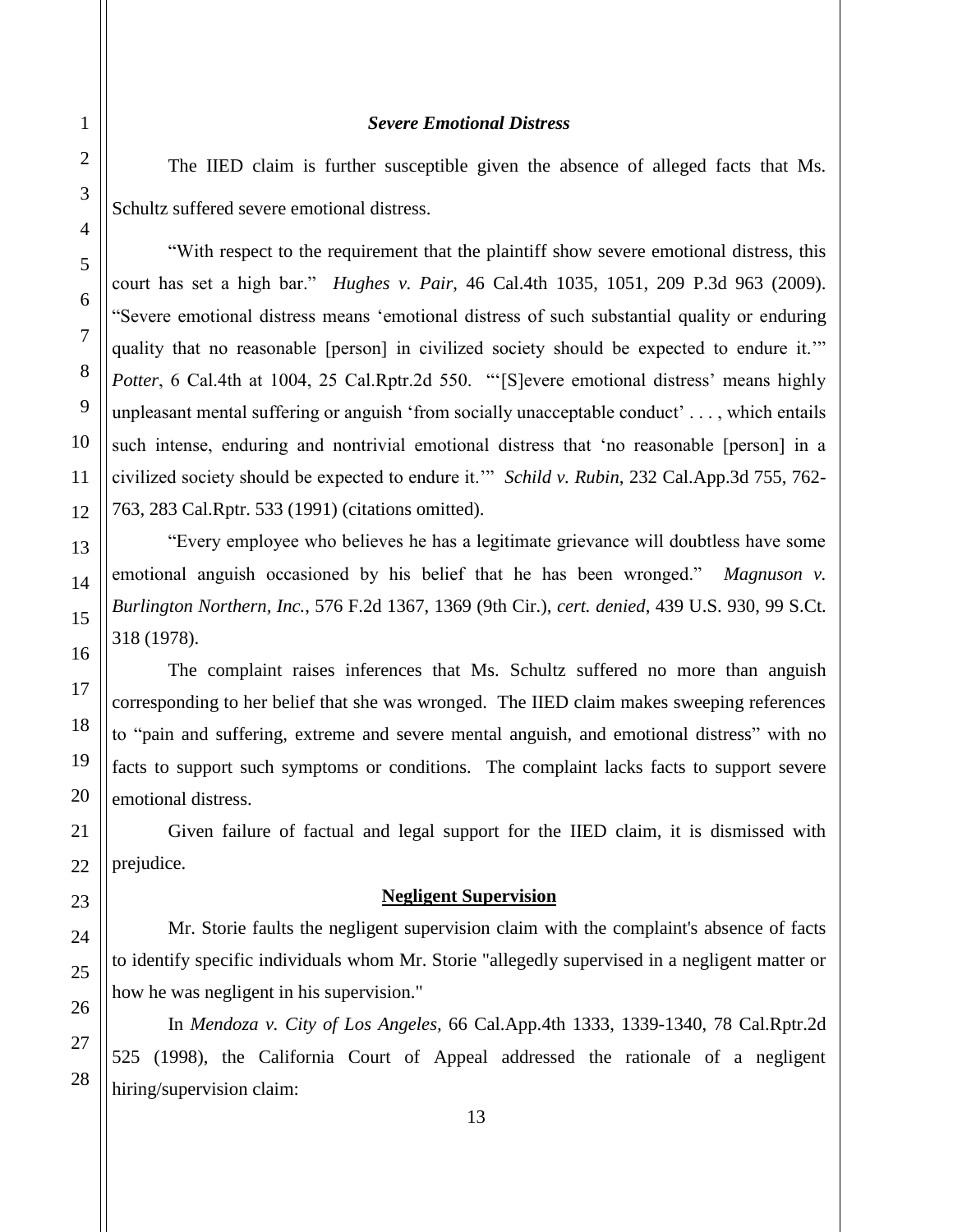### *Severe Emotional Distress*

The IIED claim is further susceptible given the absence of alleged facts that Ms. Schultz suffered severe emotional distress.

"With respect to the requirement that the plaintiff show severe emotional distress, this court has set a high bar." *Hughes v. Pair*, 46 Cal.4th 1035, 1051, 209 P.3d 963 (2009). "Severe emotional distress means 'emotional distress of such substantial quality or enduring quality that no reasonable [person] in civilized society should be expected to endure it.'" *Potter*, 6 Cal.4th at 1004, 25 Cal.Rptr.2d 550. "'[S]evere emotional distress' means highly unpleasant mental suffering or anguish 'from socially unacceptable conduct' . . . , which entails such intense, enduring and nontrivial emotional distress that 'no reasonable [person] in a civilized society should be expected to endure it.'" *Schild v. Rubin*, 232 Cal.App.3d 755, 762-763, 283 Cal.Rptr. 533 (1991) (citations omitted).

"Every employee who believes he has a legitimate grievance will doubtless have some emotional anguish occasioned by his belief that he has been wronged." *Magnuson v. Burlington Northern, Inc.*, 576 F.2d 1367, 1369 (9th Cir.), *cert. denied*, 439 U.S. 930, 99 S.Ct. 318 (1978).

The complaint raises inferences that Ms. Schultz suffered no more than anguish corresponding to her belief that she was wronged. The IIED claim makes sweeping references to "pain and suffering, extreme and severe mental anguish, and emotional distress" with no facts to support such symptoms or conditions. The complaint lacks facts to support severe emotional distress.

Given failure of factual and legal support for the IIED claim, it is dismissed with prejudice.

## Negligent Supervision

Mr. Storie faults the negligent supervision claim with the complaint's absence of facts to identify specific individuals whom Mr. Storie "allegedly supervised in a negligent matter or how he was negligent in his supervision."

In *Mendoza v. City of Los Angeles*, 66 Cal.App.4th 1333, 1339-1340, 78 Cal.Rptr.2d 525 (1998), the California Court of Appeal addressed the rationale of a negligent hiring/supervision claim: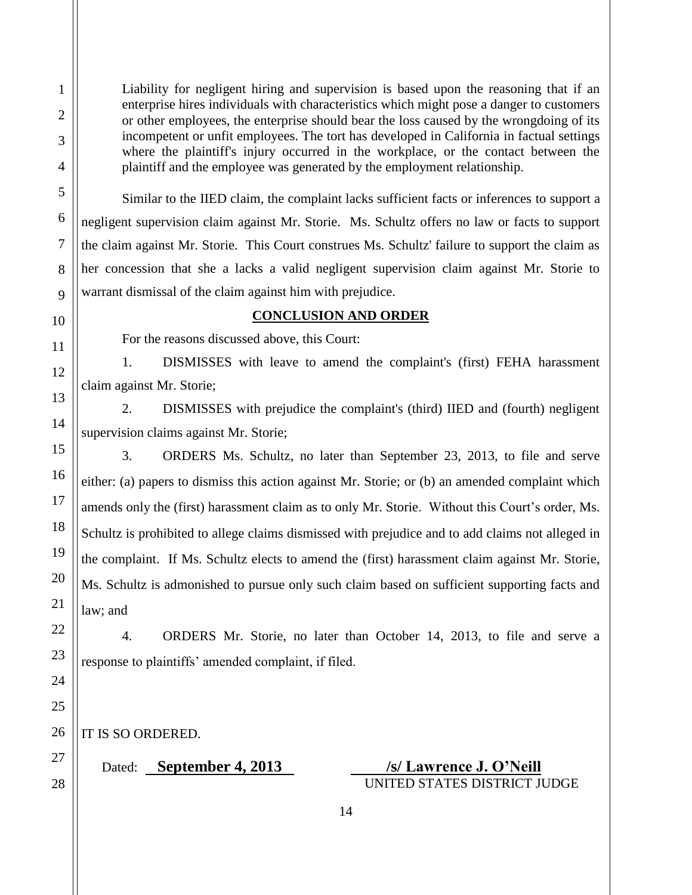> Liability for negligent hiring and supervision is based upon the reasoning that if an enterprise hires individuals with characteristics which might pose a danger to customers or other employees, the enterprise should bear the loss caused by the wrongdoing of its incompetent or unfit employees. The tort has developed in California in factual settings where the plaintiff's injury occurred in the workplace, or the contact between the plaintiff and the employee was generated by the employment relationship.

Similar to the IIED claim, the complaint lacks sufficient facts or inferences to support a negligent supervision claim against Mr. Storie. Ms. Schultz offers no law or facts to support the claim against Mr. Storie. This Court construes Ms. Schultz' failure to support the claim as her concession that she a lacks a valid negligent supervision claim against Mr. Storie to warrant dismissal of the claim against him with prejudice.

## **CONCLUSION AND ORDER**

For the reasons discussed above, this Court:

1. DISMISSES with leave to amend the complaint's (first) FEHA harassment claim against Mr. Storie;

2. DISMISSES with prejudice the complaint's (third) IIED and (fourth) negligent supervision claims against Mr. Storie;

3. ORDERS Ms. Schultz, no later than September 23, 2013, to file and serve either: (a) papers to dismiss this action against Mr. Storie; or (b) an amended complaint which amends only the (first) harassment claim as to only Mr. Storie. Without this Court's order, Ms. Schultz is prohibited to allege claims dismissed with prejudice and to add claims not alleged in the complaint. If Ms. Schultz elects to amend the (first) harassment claim against Mr. Storie, Ms. Schultz is admonished to pursue only such claim based on sufficient supporting facts and law; and

4. ORDERS Mr. Storie, no later than October 14, 2013, to file and serve a response to plaintiffs' amended complaint, if filed.

IT IS SO ORDERED.

Dated: **September 4, 2013**

**/s/ Lawrence J. O'Neill**
UNITED STATES DISTRICT JUDGE